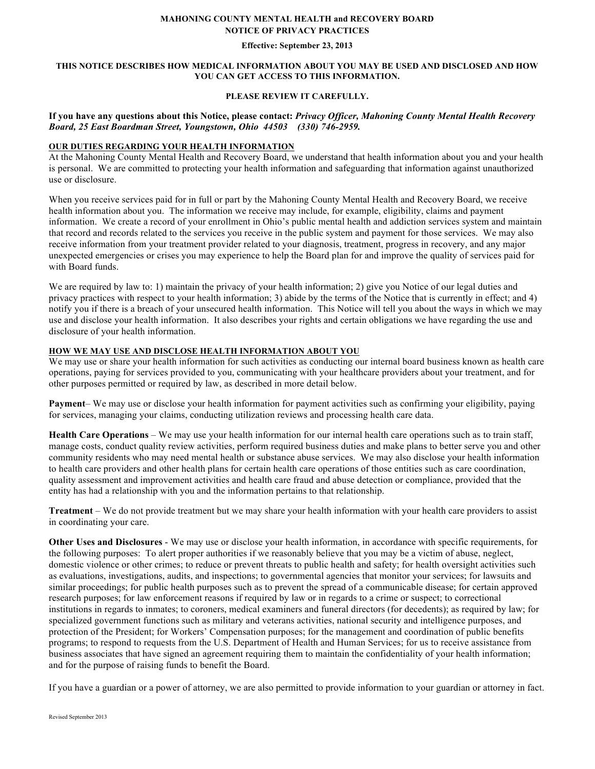**MAHONING COUNTY MENTAL HEALTH and RECOVERY BOARD**
**NOTICE OF PRIVACY PRACTICES**

**Effective: September 23, 2013**

**THIS NOTICE DESCRIBES HOW MEDICAL INFORMATION ABOUT YOU MAY BE USED AND DISCLOSED AND HOW YOU CAN GET ACCESS TO THIS INFORMATION.**

**PLEASE REVIEW IT CAREFULLY.**

**If you have any questions about this Notice, please contact:** ***Privacy Officer, Mahoning County Mental Health Recovery Board, 25 East Boardman Street, Youngstown, Ohio 44503 (330) 746-2959.***

**OUR DUTIES REGARDING YOUR HEALTH INFORMATION**

At the Mahoning County Mental Health and Recovery Board, we understand that health information about you and your health is personal. We are committed to protecting your health information and safeguarding that information against unauthorized use or disclosure.

When you receive services paid for in full or part by the Mahoning County Mental Health and Recovery Board, we receive health information about you. The information we receive may include, for example, eligibility, claims and payment information. We create a record of your enrollment in Ohio's public mental health and addiction services system and maintain that record and records related to the services you receive in the public system and payment for those services. We may also receive information from your treatment provider related to your diagnosis, treatment, progress in recovery, and any major unexpected emergencies or crises you may experience to help the Board plan for and improve the quality of services paid for with Board funds.

We are required by law to: 1) maintain the privacy of your health information; 2) give you Notice of our legal duties and privacy practices with respect to your health information; 3) abide by the terms of the Notice that is currently in effect; and 4) notify you if there is a breach of your unsecured health information. This Notice will tell you about the ways in which we may use and disclose your health information. It also describes your rights and certain obligations we have regarding the use and disclosure of your health information.

**HOW WE MAY USE AND DISCLOSE HEALTH INFORMATION ABOUT YOU**

We may use or share your health information for such activities as conducting our internal board business known as health care operations, paying for services provided to you, communicating with your healthcare providers about your treatment, and for other purposes permitted or required by law, as described in more detail below.

**Payment**– We may use or disclose your health information for payment activities such as confirming your eligibility, paying for services, managing your claims, conducting utilization reviews and processing health care data.

**Health Care Operations** – We may use your health information for our internal health care operations such as to train staff, manage costs, conduct quality review activities, perform required business duties and make plans to better serve you and other community residents who may need mental health or substance abuse services. We may also disclose your health information to health care providers and other health plans for certain health care operations of those entities such as care coordination, quality assessment and improvement activities and health care fraud and abuse detection or compliance, provided that the entity has had a relationship with you and the information pertains to that relationship.

**Treatment** – We do not provide treatment but we may share your health information with your health care providers to assist in coordinating your care.

**Other Uses and Disclosures** - We may use or disclose your health information, in accordance with specific requirements, for the following purposes: To alert proper authorities if we reasonably believe that you may be a victim of abuse, neglect, domestic violence or other crimes; to reduce or prevent threats to public health and safety; for health oversight activities such as evaluations, investigations, audits, and inspections; to governmental agencies that monitor your services; for lawsuits and similar proceedings; for public health purposes such as to prevent the spread of a communicable disease; for certain approved research purposes; for law enforcement reasons if required by law or in regards to a crime or suspect; to correctional institutions in regards to inmates; to coroners, medical examiners and funeral directors (for decedents); as required by law; for specialized government functions such as military and veterans activities, national security and intelligence purposes, and protection of the President; for Workers' Compensation purposes; for the management and coordination of public benefits programs; to respond to requests from the U.S. Department of Health and Human Services; for us to receive assistance from business associates that have signed an agreement requiring them to maintain the confidentiality of your health information; and for the purpose of raising funds to benefit the Board.

If you have a guardian or a power of attorney, we are also permitted to provide information to your guardian or attorney in fact.

Revised September 2013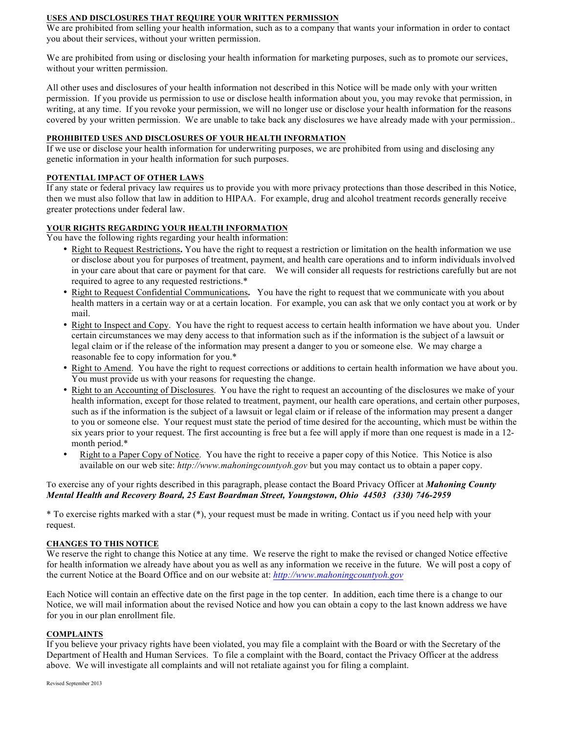**USES AND DISCLOSURES THAT REQUIRE YOUR WRITTEN PERMISSION**

We are prohibited from selling your health information, such as to a company that wants your information in order to contact you about their services, without your written permission.

We are prohibited from using or disclosing your health information for marketing purposes, such as to promote our services, without your written permission.

All other uses and disclosures of your health information not described in this Notice will be made only with your written permission. If you provide us permission to use or disclose health information about you, you may revoke that permission, in writing, at any time. If you revoke your permission, we will no longer use or disclose your health information for the reasons covered by your written permission. We are unable to take back any disclosures we have already made with your permission..

**PROHIBITED USES AND DISCLOSURES OF YOUR HEALTH INFORMATION**

If we use or disclose your health information for underwriting purposes, we are prohibited from using and disclosing any genetic information in your health information for such purposes.

**POTENTIAL IMPACT OF OTHER LAWS**

If any state or federal privacy law requires us to provide you with more privacy protections than those described in this Notice, then we must also follow that law in addition to HIPAA. For example, drug and alcohol treatment records generally receive greater protections under federal law.

**YOUR RIGHTS REGARDING YOUR HEALTH INFORMATION**

You have the following rights regarding your health information:

- Right to Request Restrictions**.** You have the right to request a restriction or limitation on the health information we use or disclose about you for purposes of treatment, payment, and health care operations and to inform individuals involved in your care about that care or payment for that care. We will consider all requests for restrictions carefully but are not required to agree to any requested restrictions.*
- Right to Request Confidential Communications**.** You have the right to request that we communicate with you about health matters in a certain way or at a certain location. For example, you can ask that we only contact you at work or by mail.
- Right to Inspect and Copy. You have the right to request access to certain health information we have about you. Under certain circumstances we may deny access to that information such as if the information is the subject of a lawsuit or legal claim or if the release of the information may present a danger to you or someone else. We may charge a reasonable fee to copy information for you.*
- Right to Amend. You have the right to request corrections or additions to certain health information we have about you. You must provide us with your reasons for requesting the change.
- Right to an Accounting of Disclosures. You have the right to request an accounting of the disclosures we make of your health information, except for those related to treatment, payment, our health care operations, and certain other purposes, such as if the information is the subject of a lawsuit or legal claim or if release of the information may present a danger to you or someone else. Your request must state the period of time desired for the accounting, which must be within the six years prior to your request. The first accounting is free but a fee will apply if more than one request is made in a 12-month period.*
- Right to a Paper Copy of Notice. You have the right to receive a paper copy of this Notice. This Notice is also available on our web site: *http://www.mahoningcountyoh.gov* but you may contact us to obtain a paper copy.

To exercise any of your rights described in this paragraph, please contact the Board Privacy Officer at ***Mahoning County Mental Health and Recovery Board, 25 East Boardman Street, Youngstown, Ohio 44503 (330) 746-2959***

* To exercise rights marked with a star (*), your request must be made in writing. Contact us if you need help with your request.

**CHANGES TO THIS NOTICE**

We reserve the right to change this Notice at any time. We reserve the right to make the revised or changed Notice effective for health information we already have about you as well as any information we receive in the future. We will post a copy of the current Notice at the Board Office and on our website at: *http://www.mahoningcountyoh.gov*

Each Notice will contain an effective date on the first page in the top center. In addition, each time there is a change to our Notice, we will mail information about the revised Notice and how you can obtain a copy to the last known address we have for you in our plan enrollment file.

**COMPLAINTS**

If you believe your privacy rights have been violated, you may file a complaint with the Board or with the Secretary of the Department of Health and Human Services. To file a complaint with the Board, contact the Privacy Officer at the address above. We will investigate all complaints and will not retaliate against you for filing a complaint.

Revised September 2013